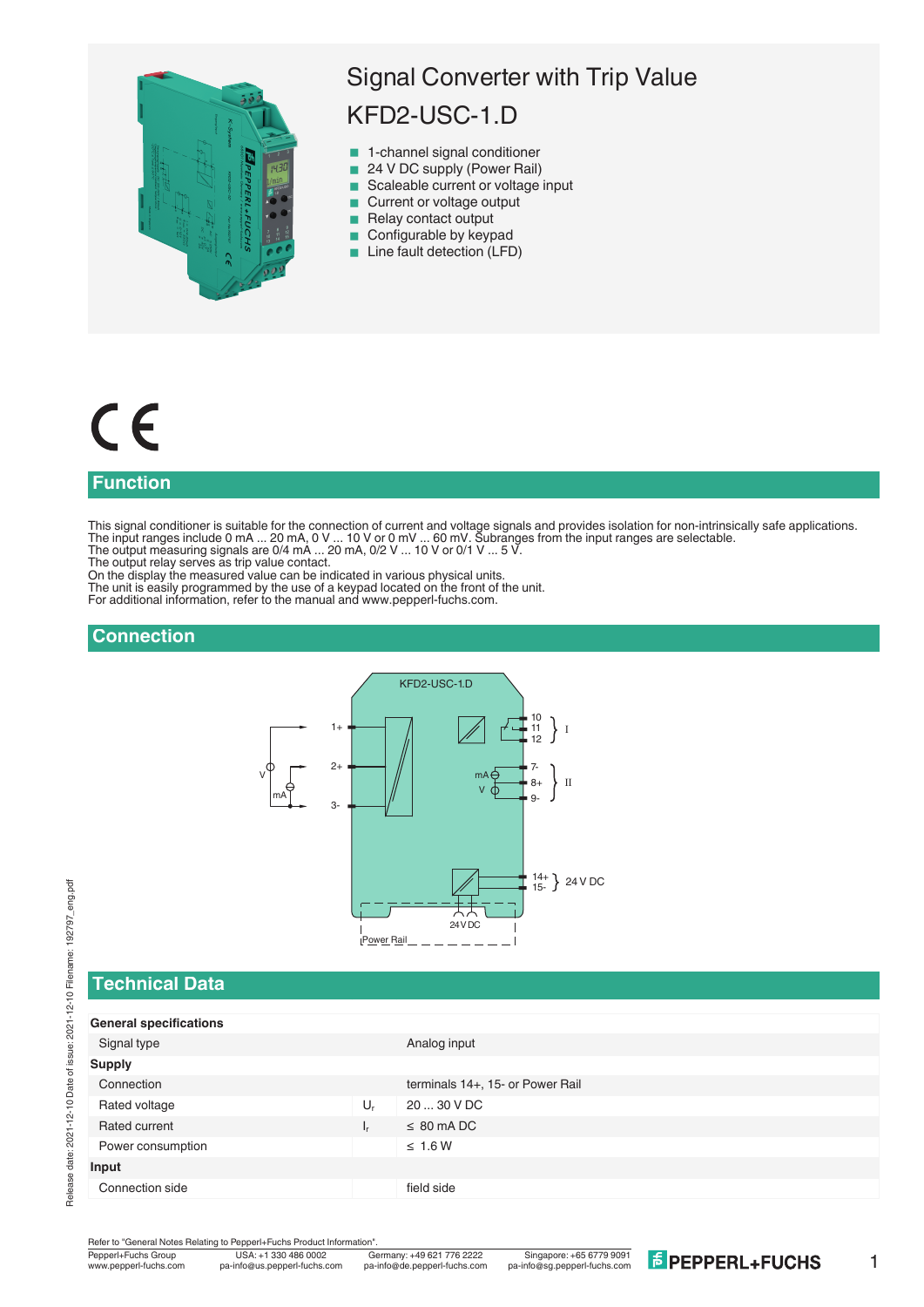# Signal Converter with Trip Value

# KFD2-USC-1.D

- 1-channel signal conditioner
- 24 V DC supply (Power Rail)
- Scaleable current or voltage input
- Current or voltage output
- Relay contact output
- Configurable by keypad
- Line fault detection (LFD)

## Function

This signal conditioner is suitable for the connection of current and voltage signals and provides isolation for non-intrinsically safe applications.
The input ranges include 0 mA ... 20 mA, 0 V ... 10 V or 0 mV ... 60 mV. Subranges from the input ranges are selectable.
The output measuring signals are 0/4 mA ... 20 mA, 0/2 V ... 10 V or 0/1 V ... 5 V.
The output relay serves as trip value contact.
On the display the measured value can be indicated in various physical units.
The unit is easily programmed by the use of a keypad located on the front of the unit.
For additional information, refer to the manual and www.pepperl-fuchs.com.

## Connection

KFD2-USC-1.D

1+
2+
3-
V
mA
10
11
12
I
7-
8+
9-
II
mA
V
14+
15-
24 V DC
24 V DC
Power Rail

## Technical Data

| | | |
|---|---|---|
| **General specifications** | | |
| Signal type | | Analog input |
| **Supply** | | |
| Connection | | terminals 14+, 15- or Power Rail |
| Rated voltage | $U_r$ | 20 ... 30 V DC |
| Rated current | $I_r$ | ≤ 80 mA DC |
| Power consumption | | ≤ 1.6 W |
| **Input** | | |
| Connection side | | field side |

Refer to "General Notes Relating to Pepperl+Fuchs Product Information".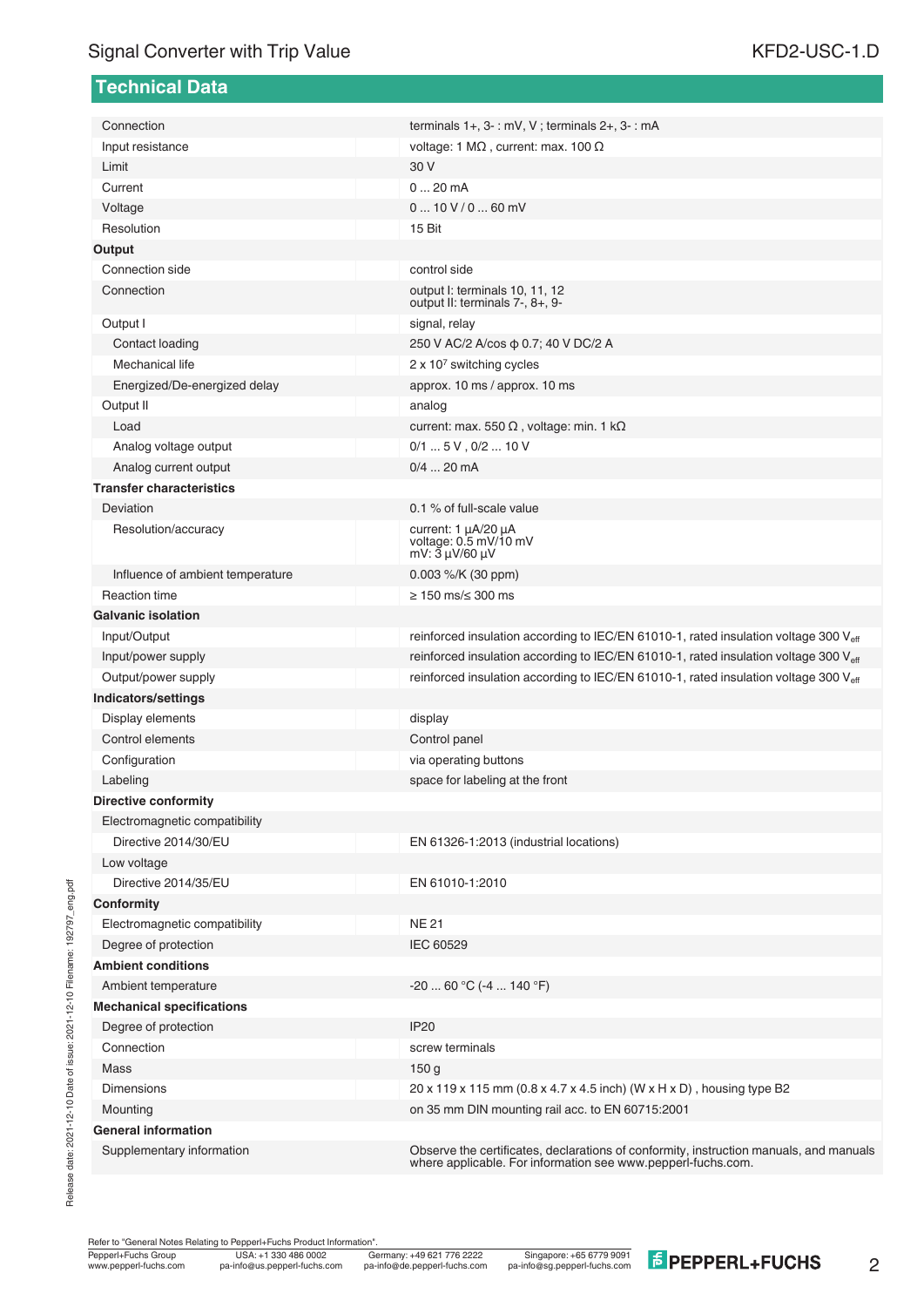## Technical Data

| | |
|---|---|
| Connection | terminals 1+, 3- : mV, V ; terminals 2+, 3- : mA |
| Input resistance | voltage: 1 MΩ , current: max. 100 Ω |
| Limit | 30 V |
| Current | 0 ... 20 mA |
| Voltage | 0 ... 10 V / 0 ... 60 mV |
| Resolution | 15 Bit |
| **Output** | |
| Connection side | control side |
| Connection | output I: terminals 10, 11, 12<br>output II: terminals 7-, 8+, 9- |
| Output I | signal, relay |
| Contact loading | 250 V AC/2 A/cos φ 0.7; 40 V DC/2 A |
| Mechanical life | 2 x $10^7$ switching cycles |
| Energized/De-energized delay | approx. 10 ms / approx. 10 ms |
| Output II | analog |
| Load | current: max. 550 Ω , voltage: min. 1 kΩ |
| Analog voltage output | 0/1 ... 5 V , 0/2 ... 10 V |
| Analog current output | 0/4 ... 20 mA |
| **Transfer characteristics** | |
| Deviation | 0.1 % of full-scale value |
| Resolution/accuracy | current: 1 µA/20 µA<br>voltage: 0.5 mV/10 mV<br>mV: 3 µV/60 µV |
| Influence of ambient temperature | 0.003 %/K (30 ppm) |
| Reaction time | ≥ 150 ms/≤ 300 ms |
| **Galvanic isolation** | |
| Input/Output | reinforced insulation according to IEC/EN 61010-1, rated insulation voltage 300 $V_{eff}$ |
| Input/power supply | reinforced insulation according to IEC/EN 61010-1, rated insulation voltage 300 $V_{eff}$ |
| Output/power supply | reinforced insulation according to IEC/EN 61010-1, rated insulation voltage 300 $V_{eff}$ |
| **Indicators/settings** | |
| Display elements | display |
| Control elements | Control panel |
| Configuration | via operating buttons |
| Labeling | space for labeling at the front |
| **Directive conformity** | |
| Electromagnetic compatibility | |
| Directive 2014/30/EU | EN 61326-1:2013 (industrial locations) |
| Low voltage | |
| Directive 2014/35/EU | EN 61010-1:2010 |
| **Conformity** | |
| Electromagnetic compatibility | NE 21 |
| Degree of protection | IEC 60529 |
| **Ambient conditions** | |
| Ambient temperature | -20 ... 60 °C (-4 ... 140 °F) |
| **Mechanical specifications** | |
| Degree of protection | IP20 |
| Connection | screw terminals |
| Mass | 150 g |
| Dimensions | 20 x 119 x 115 mm (0.8 x 4.7 x 4.5 inch) (W x H x D) , housing type B2 |
| Mounting | on 35 mm DIN mounting rail acc. to EN 60715:2001 |
| **General information** | |
| Supplementary information | Observe the certificates, declarations of conformity, instruction manuals, and manuals where applicable. For information see www.pepperl-fuchs.com. |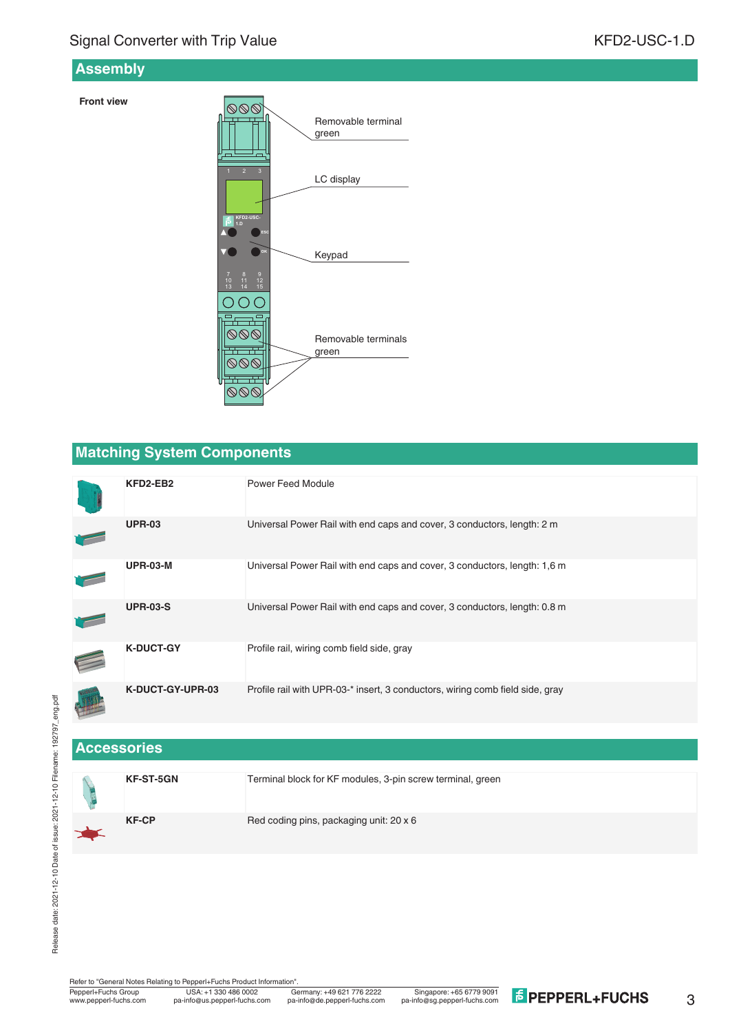## Assembly

**Front view**

Removable terminal green

LC display

Keypad

Removable terminals green

## Matching System Components

| | | |
|---|---|---|
| | **KFD2-EB2** | Power Feed Module |
| | **UPR-03** | Universal Power Rail with end caps and cover, 3 conductors, length: 2 m |
| | **UPR-03-M** | Universal Power Rail with end caps and cover, 3 conductors, length: 1,6 m |
| | **UPR-03-S** | Universal Power Rail with end caps and cover, 3 conductors, length: 0.8 m |
| | **K-DUCT-GY** | Profile rail, wiring comb field side, gray |
| | **K-DUCT-GY-UPR-03** | Profile rail with UPR-03-* insert, 3 conductors, wiring comb field side, gray |

## Accessories

| | | |
|---|---|---|
| | **KF-ST-5GN** | Terminal block for KF modules, 3-pin screw terminal, green |
| | **KF-CP** | Red coding pins, packaging unit: 20 x 6 |